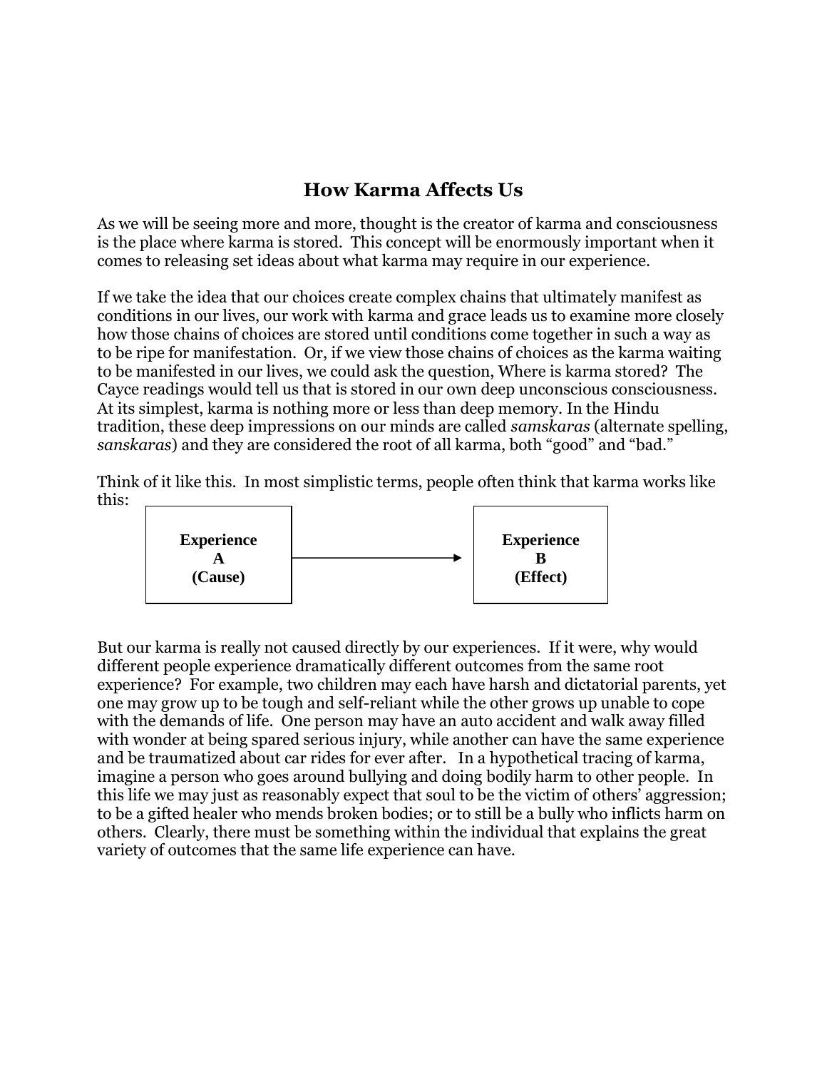## How Karma Affects Us

As we will be seeing more and more, thought is the creator of karma and consciousness is the place where karma is stored. This concept will be enormously important when it comes to releasing set ideas about what karma may require in our experience.

If we take the idea that our choices create complex chains that ultimately manifest as conditions in our lives, our work with karma and grace leads us to examine more closely how those chains of choices are stored until conditions come together in such a way as to be ripe for manifestation. Or, if we view those chains of choices as the karma waiting to be manifested in our lives, we could ask the question, Where is karma stored? The Cayce readings would tell us that is stored in our own deep unconscious consciousness. At its simplest, karma is nothing more or less than deep memory. In the Hindu tradition, these deep impressions on our minds are called *samskaras* (alternate spelling, *sanskaras*) and they are considered the root of all karma, both "good" and "bad."

Think of it like this. In most simplistic terms, people often think that karma works like this:

**Experience A (Cause)** → **Experience B (Effect)**

But our karma is really not caused directly by our experiences. If it were, why would different people experience dramatically different outcomes from the same root experience? For example, two children may each have harsh and dictatorial parents, yet one may grow up to be tough and self-reliant while the other grows up unable to cope with the demands of life. One person may have an auto accident and walk away filled with wonder at being spared serious injury, while another can have the same experience and be traumatized about car rides for ever after. In a hypothetical tracing of karma, imagine a person who goes around bullying and doing bodily harm to other people. In this life we may just as reasonably expect that soul to be the victim of others' aggression; to be a gifted healer who mends broken bodies; or to still be a bully who inflicts harm on others. Clearly, there must be something within the individual that explains the great variety of outcomes that the same life experience can have.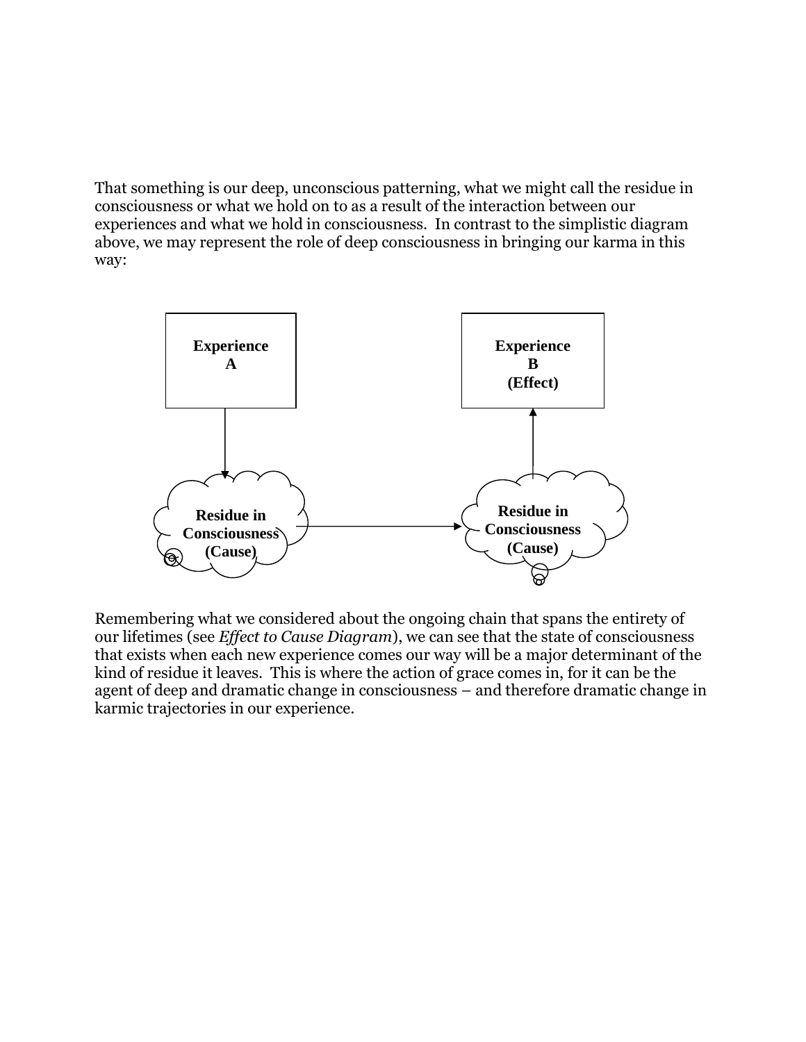That something is our deep, unconscious patterning, what we might call the residue in consciousness or what we hold on to as a result of the interaction between our experiences and what we hold in consciousness. In contrast to the simplistic diagram above, we may represent the role of deep consciousness in bringing our karma in this way:

**Experience A**

**Experience B (Effect)**

**Residue in Consciousness (Cause)**

**Residue in Consciousness (Cause)**

Remembering what we considered about the ongoing chain that spans the entirety of our lifetimes (see *Effect to Cause Diagram*), we can see that the state of consciousness that exists when each new experience comes our way will be a major determinant of the kind of residue it leaves. This is where the action of grace comes in, for it can be the agent of deep and dramatic change in consciousness – and therefore dramatic change in karmic trajectories in our experience.